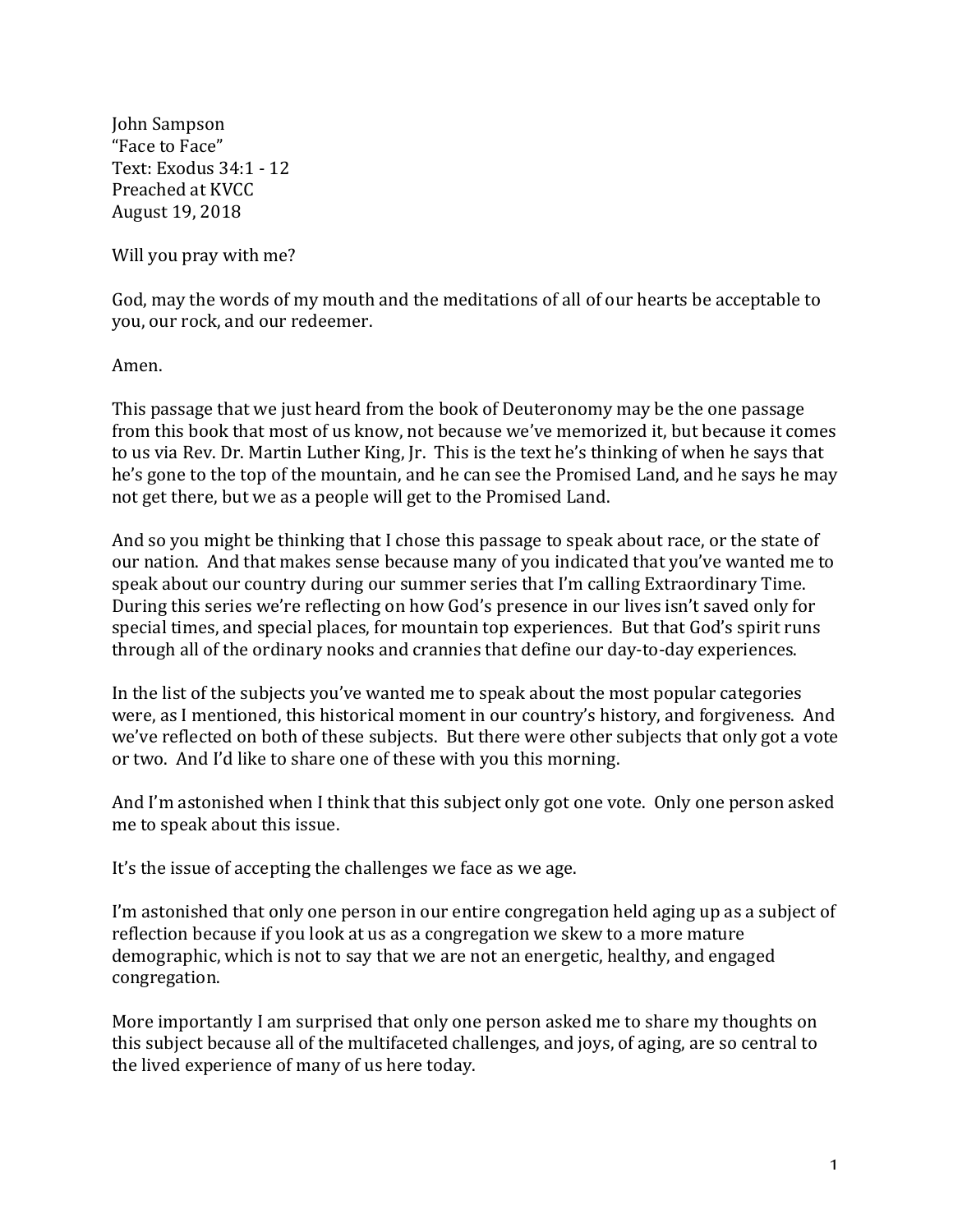John Sampson  
"Face to Face"  
Text: Exodus 34:1 - 12  
Preached at KVCC  
August 19, 2018

Will you pray with me?

God, may the words of my mouth and the meditations of all of our hearts be acceptable to you, our rock, and our redeemer.

Amen.

This passage that we just heard from the book of Deuteronomy may be the one passage from this book that most of us know, not because we've memorized it, but because it comes to us via Rev. Dr. Martin Luther King, Jr. This is the text he's thinking of when he says that he's gone to the top of the mountain, and he can see the Promised Land, and he says he may not get there, but we as a people will get to the Promised Land.

And so you might be thinking that I chose this passage to speak about race, or the state of our nation. And that makes sense because many of you indicated that you've wanted me to speak about our country during our summer series that I'm calling Extraordinary Time. During this series we're reflecting on how God's presence in our lives isn't saved only for special times, and special places, for mountain top experiences. But that God's spirit runs through all of the ordinary nooks and crannies that define our day-to-day experiences.

In the list of the subjects you've wanted me to speak about the most popular categories were, as I mentioned, this historical moment in our country's history, and forgiveness. And we've reflected on both of these subjects. But there were other subjects that only got a vote or two. And I'd like to share one of these with you this morning.

And I'm astonished when I think that this subject only got one vote. Only one person asked me to speak about this issue.

It's the issue of accepting the challenges we face as we age.

I'm astonished that only one person in our entire congregation held aging up as a subject of reflection because if you look at us as a congregation we skew to a more mature demographic, which is not to say that we are not an energetic, healthy, and engaged congregation.

More importantly I am surprised that only one person asked me to share my thoughts on this subject because all of the multifaceted challenges, and joys, of aging, are so central to the lived experience of many of us here today.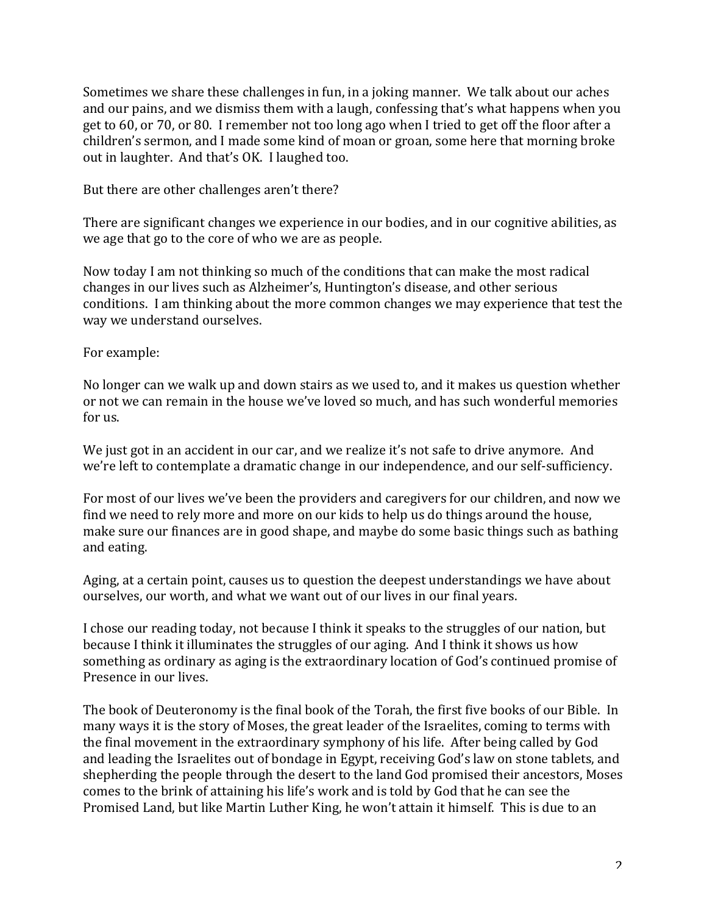Sometimes we share these challenges in fun, in a joking manner. We talk about our aches and our pains, and we dismiss them with a laugh, confessing that's what happens when you get to 60, or 70, or 80. I remember not too long ago when I tried to get off the floor after a children's sermon, and I made some kind of moan or groan, some here that morning broke out in laughter. And that's OK. I laughed too.

But there are other challenges aren't there?

There are significant changes we experience in our bodies, and in our cognitive abilities, as we age that go to the core of who we are as people.

Now today I am not thinking so much of the conditions that can make the most radical changes in our lives such as Alzheimer's, Huntington's disease, and other serious conditions. I am thinking about the more common changes we may experience that test the way we understand ourselves.

For example:

No longer can we walk up and down stairs as we used to, and it makes us question whether or not we can remain in the house we've loved so much, and has such wonderful memories for us.

We just got in an accident in our car, and we realize it's not safe to drive anymore. And we're left to contemplate a dramatic change in our independence, and our self-sufficiency.

For most of our lives we've been the providers and caregivers for our children, and now we find we need to rely more and more on our kids to help us do things around the house, make sure our finances are in good shape, and maybe do some basic things such as bathing and eating.

Aging, at a certain point, causes us to question the deepest understandings we have about ourselves, our worth, and what we want out of our lives in our final years.

I chose our reading today, not because I think it speaks to the struggles of our nation, but because I think it illuminates the struggles of our aging. And I think it shows us how something as ordinary as aging is the extraordinary location of God's continued promise of Presence in our lives.

The book of Deuteronomy is the final book of the Torah, the first five books of our Bible. In many ways it is the story of Moses, the great leader of the Israelites, coming to terms with the final movement in the extraordinary symphony of his life. After being called by God and leading the Israelites out of bondage in Egypt, receiving God's law on stone tablets, and shepherding the people through the desert to the land God promised their ancestors, Moses comes to the brink of attaining his life's work and is told by God that he can see the Promised Land, but like Martin Luther King, he won't attain it himself. This is due to an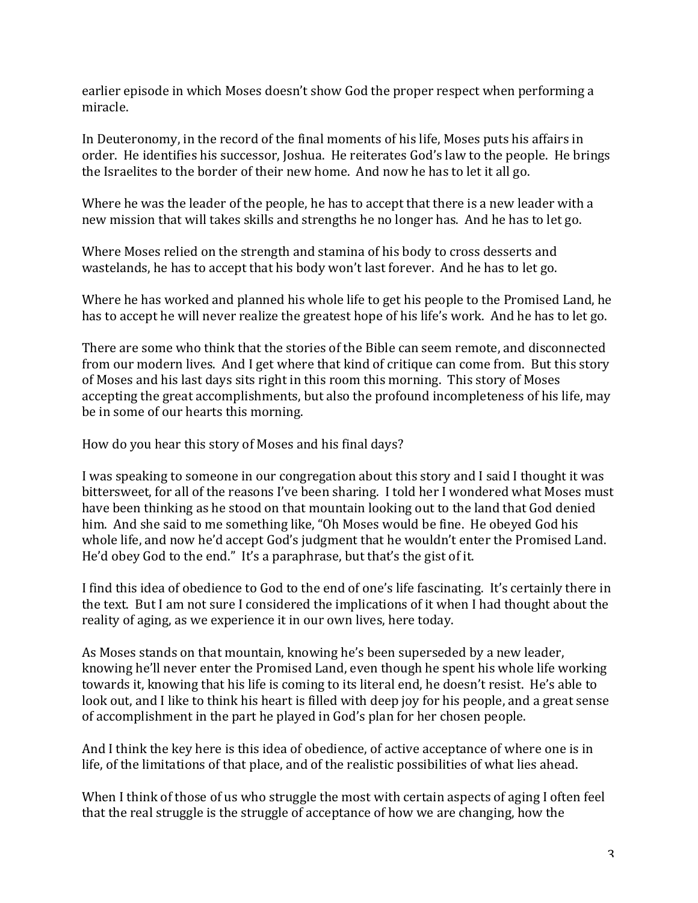earlier episode in which Moses doesn't show God the proper respect when performing a miracle.

In Deuteronomy, in the record of the final moments of his life, Moses puts his affairs in order. He identifies his successor, Joshua. He reiterates God's law to the people. He brings the Israelites to the border of their new home. And now he has to let it all go.

Where he was the leader of the people, he has to accept that there is a new leader with a new mission that will takes skills and strengths he no longer has. And he has to let go.

Where Moses relied on the strength and stamina of his body to cross desserts and wastelands, he has to accept that his body won't last forever. And he has to let go.

Where he has worked and planned his whole life to get his people to the Promised Land, he has to accept he will never realize the greatest hope of his life's work. And he has to let go.

There are some who think that the stories of the Bible can seem remote, and disconnected from our modern lives. And I get where that kind of critique can come from. But this story of Moses and his last days sits right in this room this morning. This story of Moses accepting the great accomplishments, but also the profound incompleteness of his life, may be in some of our hearts this morning.

How do you hear this story of Moses and his final days?

I was speaking to someone in our congregation about this story and I said I thought it was bittersweet, for all of the reasons I've been sharing. I told her I wondered what Moses must have been thinking as he stood on that mountain looking out to the land that God denied him. And she said to me something like, "Oh Moses would be fine. He obeyed God his whole life, and now he'd accept God's judgment that he wouldn't enter the Promised Land. He'd obey God to the end." It's a paraphrase, but that's the gist of it.

I find this idea of obedience to God to the end of one's life fascinating. It's certainly there in the text. But I am not sure I considered the implications of it when I had thought about the reality of aging, as we experience it in our own lives, here today.

As Moses stands on that mountain, knowing he's been superseded by a new leader, knowing he'll never enter the Promised Land, even though he spent his whole life working towards it, knowing that his life is coming to its literal end, he doesn't resist. He's able to look out, and I like to think his heart is filled with deep joy for his people, and a great sense of accomplishment in the part he played in God's plan for her chosen people.

And I think the key here is this idea of obedience, of active acceptance of where one is in life, of the limitations of that place, and of the realistic possibilities of what lies ahead.

When I think of those of us who struggle the most with certain aspects of aging I often feel that the real struggle is the struggle of acceptance of how we are changing, how the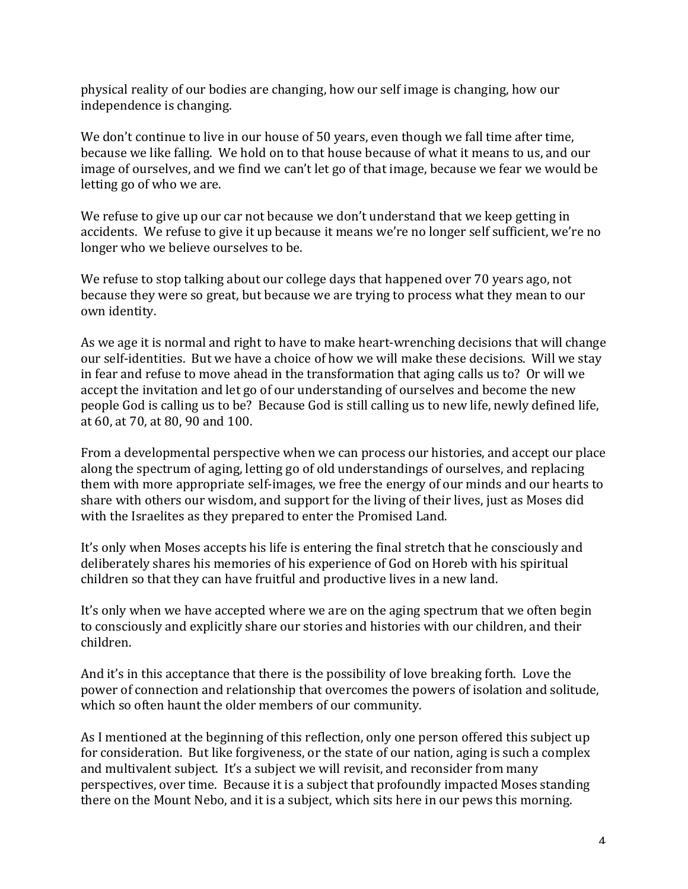physical reality of our bodies are changing, how our self image is changing, how our independence is changing.

We don't continue to live in our house of 50 years, even though we fall time after time, because we like falling. We hold on to that house because of what it means to us, and our image of ourselves, and we find we can't let go of that image, because we fear we would be letting go of who we are.

We refuse to give up our car not because we don't understand that we keep getting in accidents. We refuse to give it up because it means we're no longer self sufficient, we're no longer who we believe ourselves to be.

We refuse to stop talking about our college days that happened over 70 years ago, not because they were so great, but because we are trying to process what they mean to our own identity.

As we age it is normal and right to have to make heart-wrenching decisions that will change our self-identities. But we have a choice of how we will make these decisions. Will we stay in fear and refuse to move ahead in the transformation that aging calls us to? Or will we accept the invitation and let go of our understanding of ourselves and become the new people God is calling us to be? Because God is still calling us to new life, newly defined life, at 60, at 70, at 80, 90 and 100.

From a developmental perspective when we can process our histories, and accept our place along the spectrum of aging, letting go of old understandings of ourselves, and replacing them with more appropriate self-images, we free the energy of our minds and our hearts to share with others our wisdom, and support for the living of their lives, just as Moses did with the Israelites as they prepared to enter the Promised Land.

It's only when Moses accepts his life is entering the final stretch that he consciously and deliberately shares his memories of his experience of God on Horeb with his spiritual children so that they can have fruitful and productive lives in a new land.

It's only when we have accepted where we are on the aging spectrum that we often begin to consciously and explicitly share our stories and histories with our children, and their children.

And it's in this acceptance that there is the possibility of love breaking forth. Love the power of connection and relationship that overcomes the powers of isolation and solitude, which so often haunt the older members of our community.

As I mentioned at the beginning of this reflection, only one person offered this subject up for consideration. But like forgiveness, or the state of our nation, aging is such a complex and multivalent subject. It's a subject we will revisit, and reconsider from many perspectives, over time. Because it is a subject that profoundly impacted Moses standing there on the Mount Nebo, and it is a subject, which sits here in our pews this morning.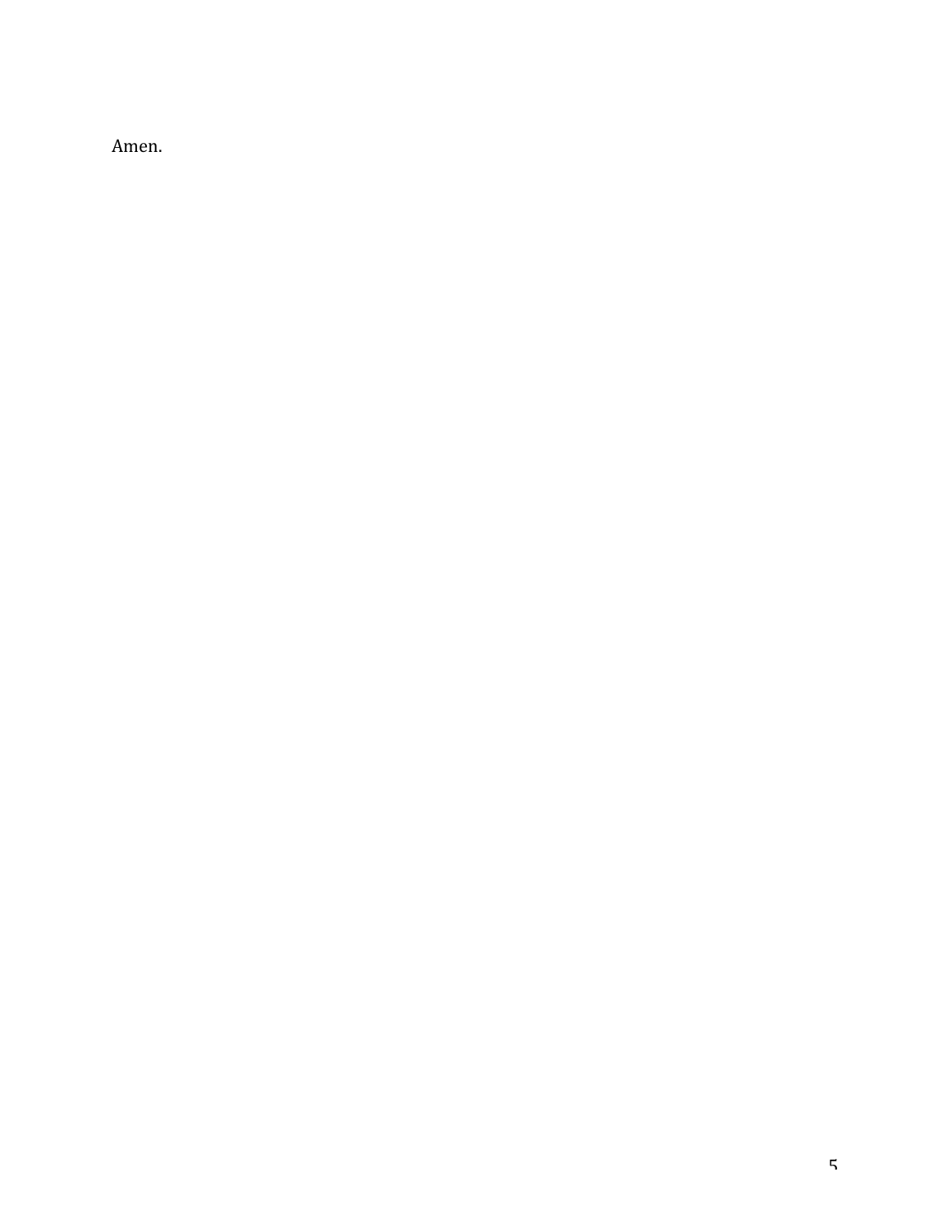Amen.